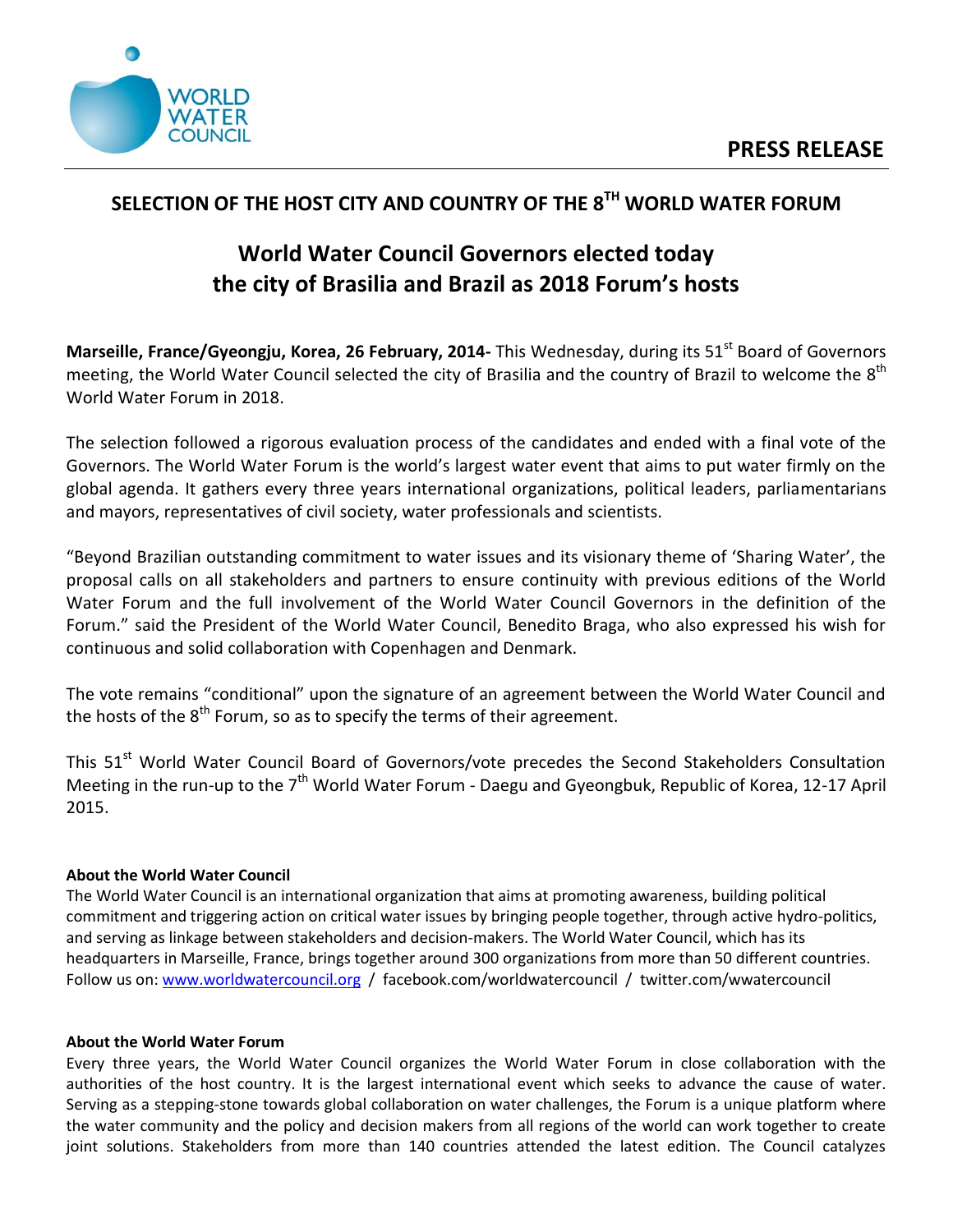WORLD WATER COUNCIL

**PRESS RELEASE**

## SELECTION OF THE HOST CITY AND COUNTRY OF THE 8TH WORLD WATER FORUM

# World Water Council Governors elected today the city of Brasilia and Brazil as 2018 Forum's hosts

**Marseille, France/Gyeongju, Korea, 26 February, 2014-** This Wednesday, during its 51st Board of Governors meeting, the World Water Council selected the city of Brasilia and the country of Brazil to welcome the 8th World Water Forum in 2018.

The selection followed a rigorous evaluation process of the candidates and ended with a final vote of the Governors. The World Water Forum is the world's largest water event that aims to put water firmly on the global agenda. It gathers every three years international organizations, political leaders, parliamentarians and mayors, representatives of civil society, water professionals and scientists.

"Beyond Brazilian outstanding commitment to water issues and its visionary theme of 'Sharing Water', the proposal calls on all stakeholders and partners to ensure continuity with previous editions of the World Water Forum and the full involvement of the World Water Council Governors in the definition of the Forum." said the President of the World Water Council, Benedito Braga, who also expressed his wish for continuous and solid collaboration with Copenhagen and Denmark.

The vote remains "conditional" upon the signature of an agreement between the World Water Council and the hosts of the 8th Forum, so as to specify the terms of their agreement.

This 51st World Water Council Board of Governors/vote precedes the Second Stakeholders Consultation Meeting in the run-up to the 7th World Water Forum - Daegu and Gyeongbuk, Republic of Korea, 12-17 April 2015.

**About the World Water Council**

The World Water Council is an international organization that aims at promoting awareness, building political commitment and triggering action on critical water issues by bringing people together, through active hydro-politics, and serving as linkage between stakeholders and decision-makers. The World Water Council, which has its headquarters in Marseille, France, brings together around 300 organizations from more than 50 different countries. Follow us on: www.worldwatercouncil.org / facebook.com/worldwatercouncil / twitter.com/wwatercouncil

**About the World Water Forum**

Every three years, the World Water Council organizes the World Water Forum in close collaboration with the authorities of the host country. It is the largest international event which seeks to advance the cause of water. Serving as a stepping-stone towards global collaboration on water challenges, the Forum is a unique platform where the water community and the policy and decision makers from all regions of the world can work together to create joint solutions. Stakeholders from more than 140 countries attended the latest edition. The Council catalyzes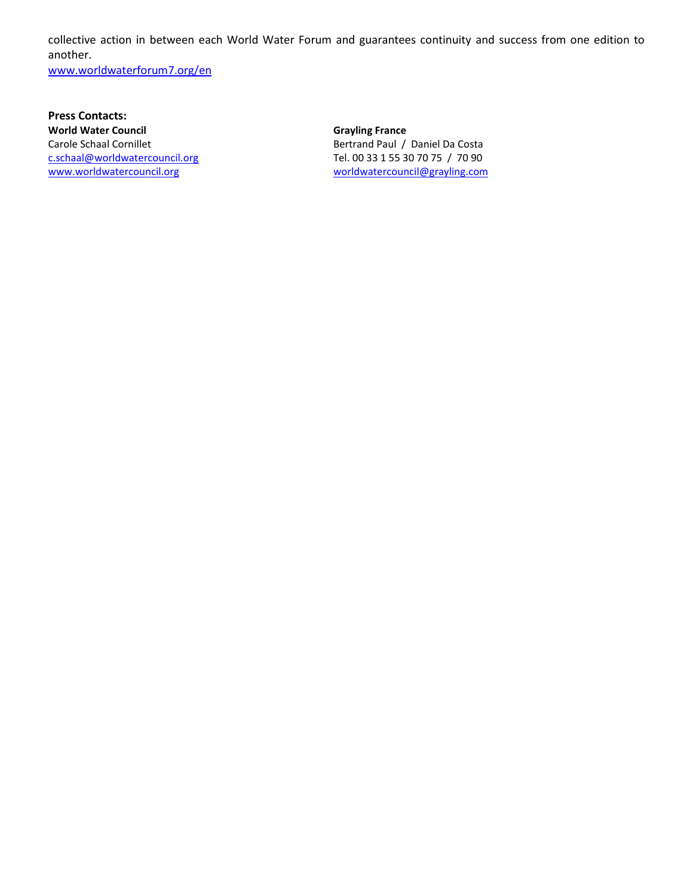collective action in between each World Water Forum and guarantees continuity and success from one edition to another.
[www.worldwaterforum7.org/en](http://www.worldwaterforum7.org/en)

**Press Contacts:**

**World Water Council**
Carole Schaal Cornillet
[c.schaal@worldwatercouncil.org](mailto:c.schaal@worldwatercouncil.org)
[www.worldwatercouncil.org](http://www.worldwatercouncil.org)

**Grayling France**
Bertrand Paul / Daniel Da Costa
Tel. 00 33 1 55 30 70 75 / 70 90
[worldwatercouncil@grayling.com](mailto:worldwatercouncil@grayling.com)